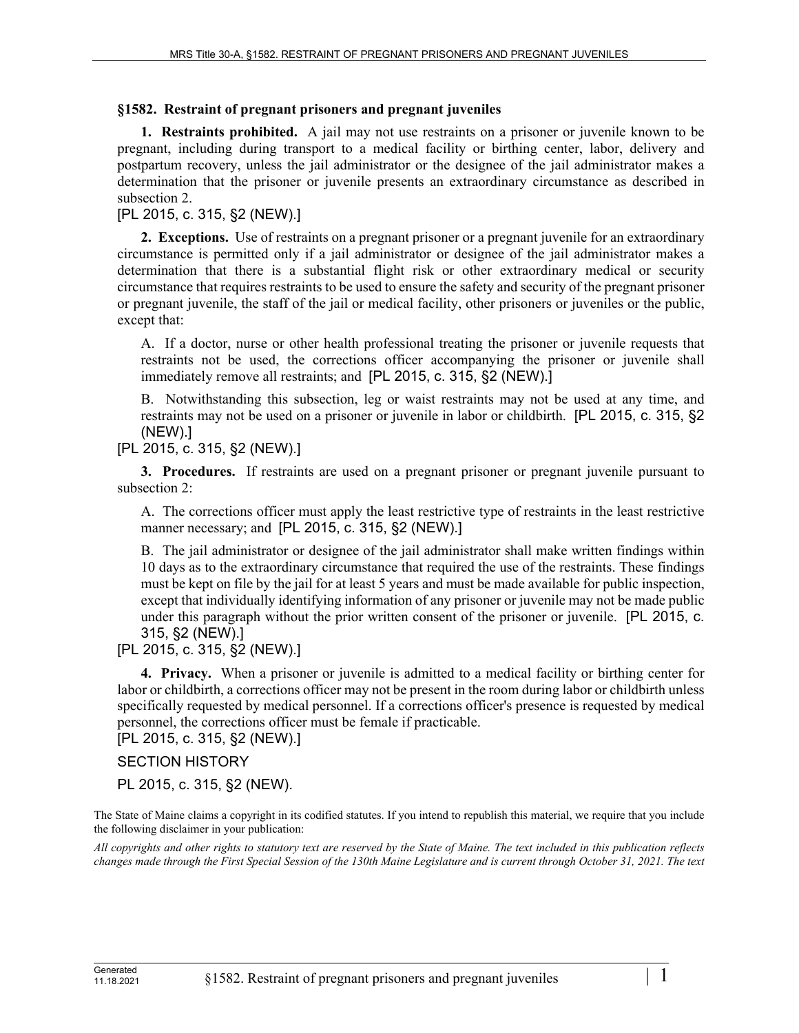**§1582. Restraint of pregnant prisoners and pregnant juveniles**

**1. Restraints prohibited.** A jail may not use restraints on a prisoner or juvenile known to be pregnant, including during transport to a medical facility or birthing center, labor, delivery and postpartum recovery, unless the jail administrator or the designee of the jail administrator makes a determination that the prisoner or juvenile presents an extraordinary circumstance as described in subsection 2.

[PL 2015, c. 315, §2 (NEW).]

**2. Exceptions.** Use of restraints on a pregnant prisoner or a pregnant juvenile for an extraordinary circumstance is permitted only if a jail administrator or designee of the jail administrator makes a determination that there is a substantial flight risk or other extraordinary medical or security circumstance that requires restraints to be used to ensure the safety and security of the pregnant prisoner or pregnant juvenile, the staff of the jail or medical facility, other prisoners or juveniles or the public, except that:

A. If a doctor, nurse or other health professional treating the prisoner or juvenile requests that restraints not be used, the corrections officer accompanying the prisoner or juvenile shall immediately remove all restraints; and [PL 2015, c. 315, §2 (NEW).]

B. Notwithstanding this subsection, leg or waist restraints may not be used at any time, and restraints may not be used on a prisoner or juvenile in labor or childbirth. [PL 2015, c. 315, §2 (NEW).]

[PL 2015, c. 315, §2 (NEW).]

**3. Procedures.** If restraints are used on a pregnant prisoner or pregnant juvenile pursuant to subsection 2:

A. The corrections officer must apply the least restrictive type of restraints in the least restrictive manner necessary; and [PL 2015, c. 315, §2 (NEW).]

B. The jail administrator or designee of the jail administrator shall make written findings within 10 days as to the extraordinary circumstance that required the use of the restraints. These findings must be kept on file by the jail for at least 5 years and must be made available for public inspection, except that individually identifying information of any prisoner or juvenile may not be made public under this paragraph without the prior written consent of the prisoner or juvenile. [PL 2015, c. 315, §2 (NEW).]

[PL 2015, c. 315, §2 (NEW).]

**4. Privacy.** When a prisoner or juvenile is admitted to a medical facility or birthing center for labor or childbirth, a corrections officer may not be present in the room during labor or childbirth unless specifically requested by medical personnel. If a corrections officer's presence is requested by medical personnel, the corrections officer must be female if practicable.

[PL 2015, c. 315, §2 (NEW).]

SECTION HISTORY

PL 2015, c. 315, §2 (NEW).

The State of Maine claims a copyright in its codified statutes. If you intend to republish this material, we require that you include the following disclaimer in your publication:

*All copyrights and other rights to statutory text are reserved by the State of Maine. The text included in this publication reflects changes made through the First Special Session of the 130th Maine Legislature and is current through October 31, 2021. The text*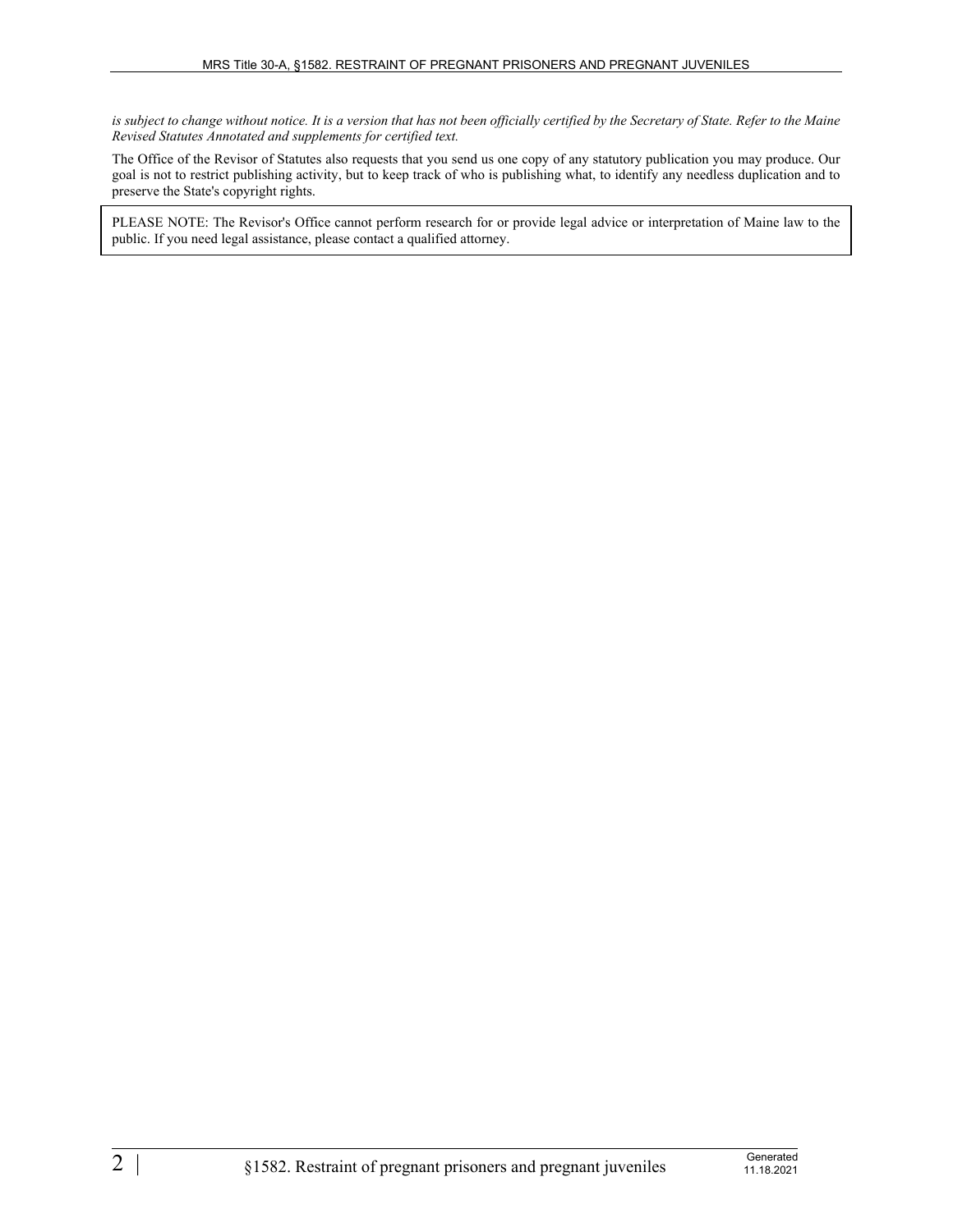*is subject to change without notice. It is a version that has not been officially certified by the Secretary of State. Refer to the Maine Revised Statutes Annotated and supplements for certified text.*

The Office of the Revisor of Statutes also requests that you send us one copy of any statutory publication you may produce. Our goal is not to restrict publishing activity, but to keep track of who is publishing what, to identify any needless duplication and to preserve the State's copyright rights.

PLEASE NOTE: The Revisor's Office cannot perform research for or provide legal advice or interpretation of Maine law to the public. If you need legal assistance, please contact a qualified attorney.